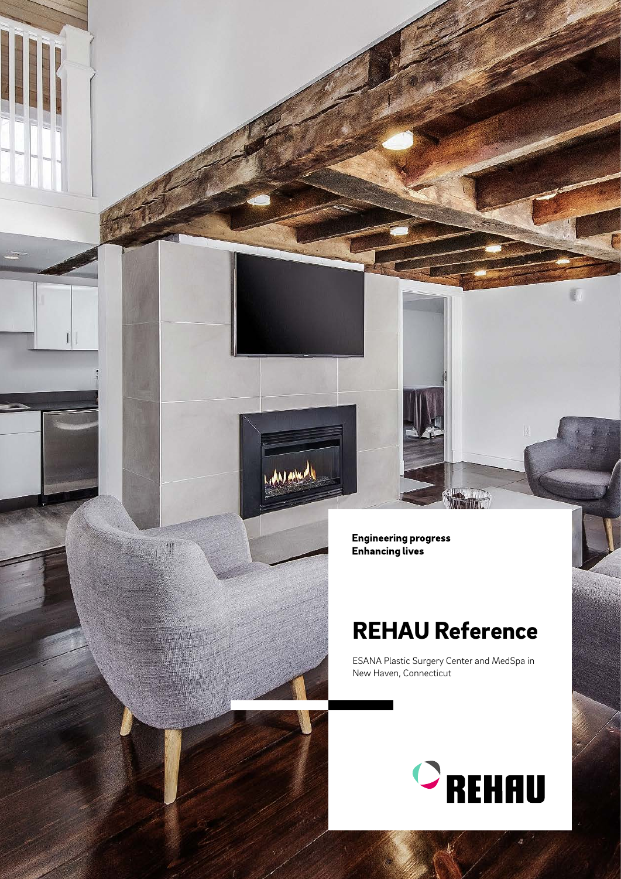**Engineering progress**
**Enhancing lives**

# REHAU Reference

ESANA Plastic Surgery Center and MedSpa in New Haven, Connecticut

REHAU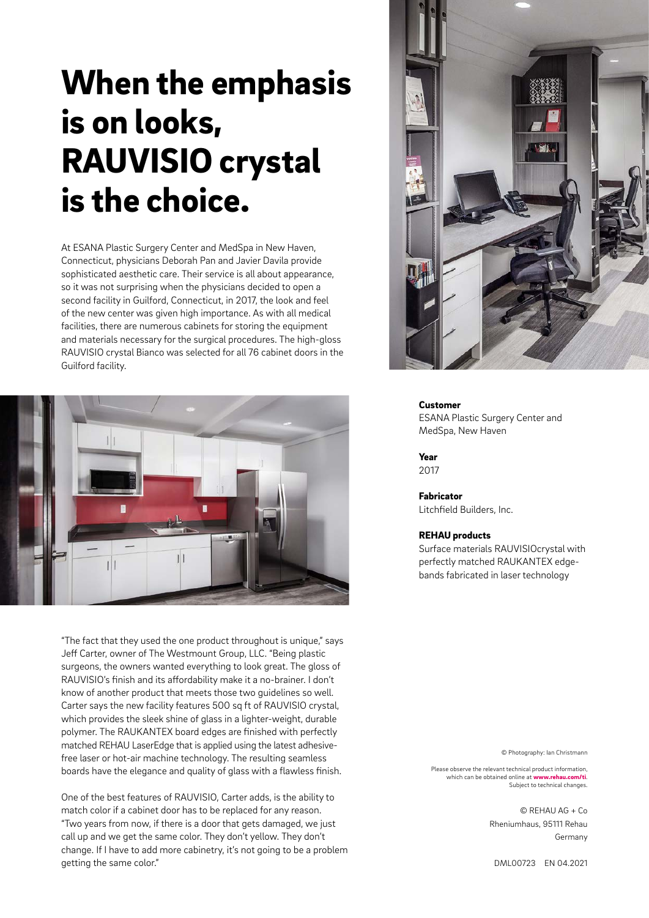# When the emphasis is on looks, RAUVISIO crystal is the choice.

At ESANA Plastic Surgery Center and MedSpa in New Haven, Connecticut, physicians Deborah Pan and Javier Davila provide sophisticated aesthetic care. Their service is all about appearance, so it was not surprising when the physicians decided to open a second facility in Guilford, Connecticut, in 2017, the look and feel of the new center was given high importance. As with all medical facilities, there are numerous cabinets for storing the equipment and materials necessary for the surgical procedures. The high-gloss RAUVISIO crystal Bianco was selected for all 76 cabinet doors in the Guilford facility.

"The fact that they used the one product throughout is unique," says Jeff Carter, owner of The Westmount Group, LLC. "Being plastic surgeons, the owners wanted everything to look great. The gloss of RAUVISIO's finish and its affordability make it a no-brainer. I don't know of another product that meets those two guidelines so well. Carter says the new facility features 500 sq ft of RAUVISIO crystal, which provides the sleek shine of glass in a lighter-weight, durable polymer. The RAUKANTEX board edges are finished with perfectly matched REHAU LaserEdge that is applied using the latest adhesive-free laser or hot-air machine technology. The resulting seamless boards have the elegance and quality of glass with a flawless finish.

One of the best features of RAUVISIO, Carter adds, is the ability to match color if a cabinet door has to be replaced for any reason. "Two years from now, if there is a door that gets damaged, we just call up and we get the same color. They don't yellow. They don't change. If I have to add more cabinetry, it's not going to be a problem getting the same color."

**Customer**
ESANA Plastic Surgery Center and MedSpa, New Haven

**Year**
2017

**Fabricator**
Litchfield Builders, Inc.

**REHAU products**
Surface materials RAUVISIOcrystal with perfectly matched RAUKANTEX edgebands fabricated in laser technology

© Photography: Ian Christmann

Please observe the relevant technical product information, which can be obtained online at **www.rehau.com/ti**. Subject to technical changes.

© REHAU AG + Co
Rheniumhaus, 95111 Rehau
Germany

DML00723 EN 04.2021